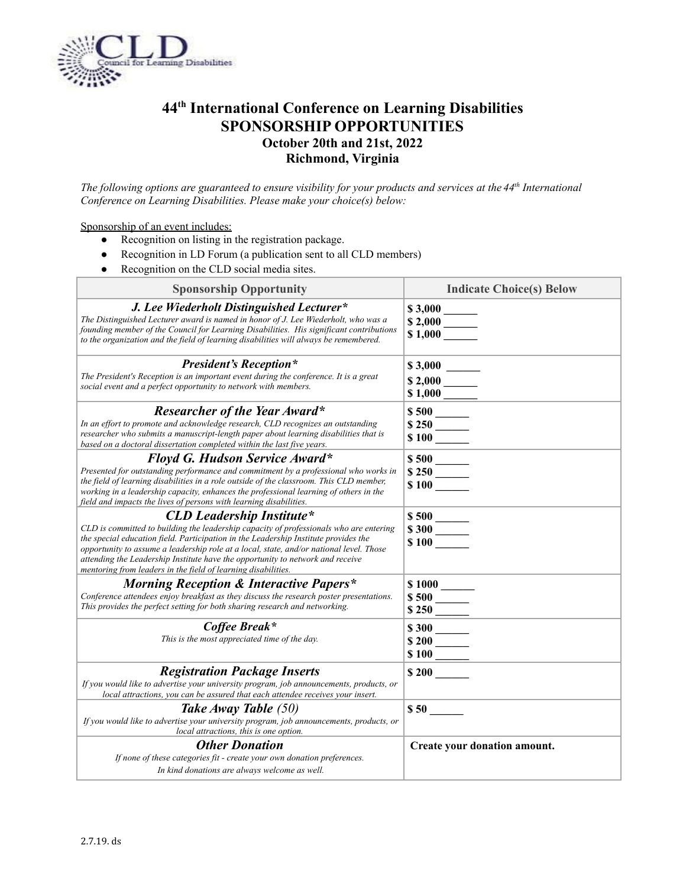# 44th International Conference on Learning Disabilities
## SPONSORSHIP OPPORTUNITIES
### October 20th and 21st, 2022
### Richmond, Virginia

*The following options are guaranteed to ensure visibility for your products and services at the 44th International Conference on Learning Disabilities. Please make your choice(s) below:*

Sponsorship of an event includes:

- Recognition on listing in the registration package.
- Recognition in LD Forum (a publication sent to all CLD members)
- Recognition on the CLD social media sites.

| Sponsorship Opportunity | Indicate Choice(s) Below |
|---|---|
| ***J. Lee Wiederholt Distinguished Lecturer**** <br> *The Distinguished Lecturer award is named in honor of J. Lee Wiederholt, who was a founding member of the Council for Learning Disabilities. His significant contributions to the organization and the field of learning disabilities will always be remembered.* | **$ 3,000 ______** <br> **$ 2,000 ______** <br> **$ 1,000 ______** |
| ***President's Reception**** <br> *The President's Reception is an important event during the conference. It is a great social event and a perfect opportunity to network with members.* | **$ 3,000 ______** <br> **$ 2,000 ______** <br> **$ 1,000 ______** |
| ***Researcher of the Year Award**** <br> *In an effort to promote and acknowledge research, CLD recognizes an outstanding researcher who submits a manuscript-length paper about learning disabilities that is based on a doctoral dissertation completed within the last five years.* | **$ 500 ______** <br> **$ 250 ______** <br> **$ 100 ______** |
| ***Floyd G. Hudson Service Award**** <br> *Presented for outstanding performance and commitment by a professional who works in the field of learning disabilities in a role outside of the classroom. This CLD member, working in a leadership capacity, enhances the professional learning of others in the field and impacts the lives of persons with learning disabilities.* | **$ 500 ______** <br> **$ 250 ______** <br> **$ 100 ______** |
| ***CLD Leadership Institute**** <br> *CLD is committed to building the leadership capacity of professionals who are entering the special education field. Participation in the Leadership Institute provides the opportunity to assume a leadership role at a local, state, and/or national level. Those attending the Leadership Institute have the opportunity to network and receive mentoring from leaders in the field of learning disabilities.* | **$ 500 ______** <br> **$ 300 ______** <br> **$ 100 ______** |
| ***Morning Reception & Interactive Papers**** <br> *Conference attendees enjoy breakfast as they discuss the research poster presentations. This provides the perfect setting for both sharing research and networking.* | **$ 1000 ______** <br> **$ 500 ______** <br> **$ 250 ______** |
| ***Coffee Break**** <br> *This is the most appreciated time of the day.* | **$ 300 ______** <br> **$ 200 ______** <br> **$ 100 ______** |
| ***Registration Package Inserts*** <br> *If you would like to advertise your university program, job announcements, products, or local attractions, you can be assured that each attendee receives your insert.* | **$ 200 ______** |
| ***Take Away Table** (50)* <br> *If you would like to advertise your university program, job announcements, products, or local attractions, this is one option.* | **$ 50 ______** |
| ***Other Donation*** <br> *If none of these categories fit - create your own donation preferences.* <br> *In kind donations are always welcome as well.* | **Create your donation amount.** |

2.7.19. ds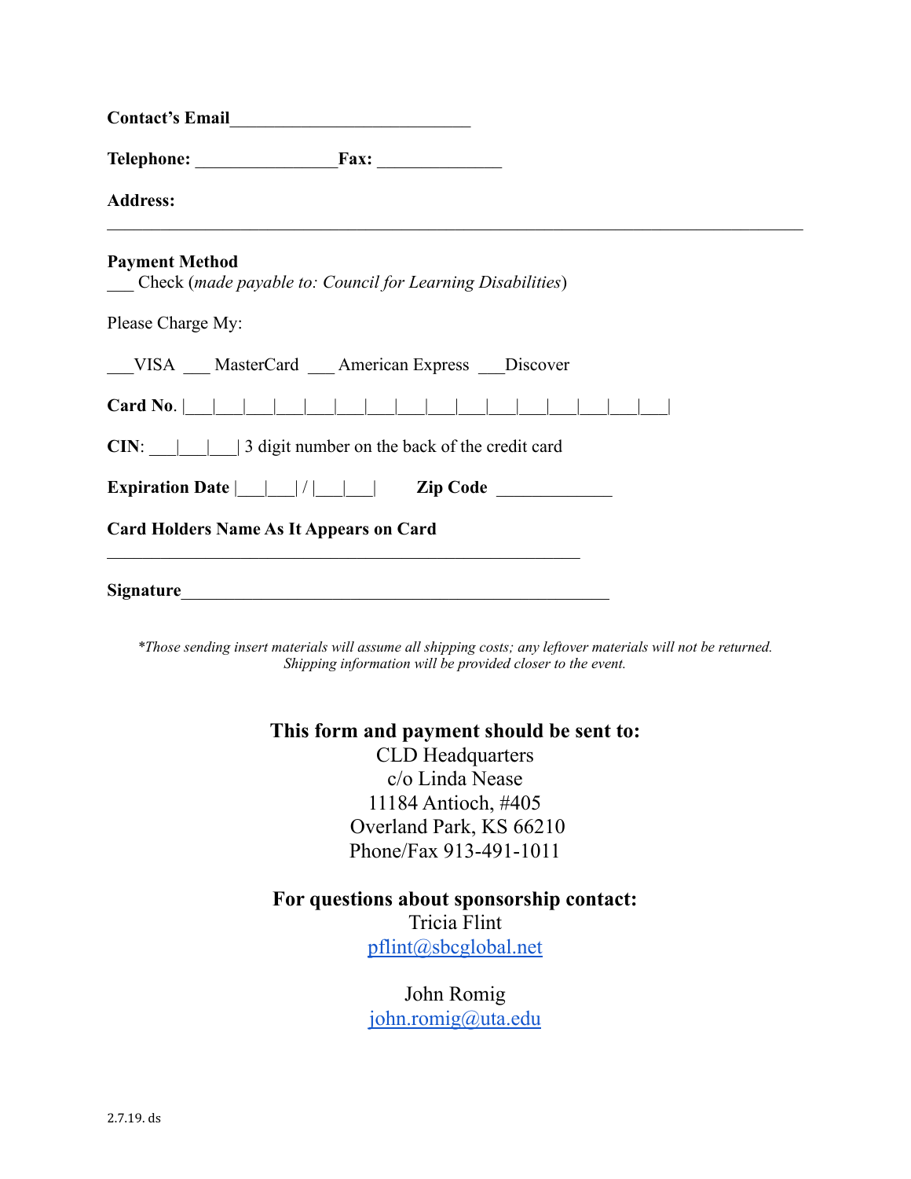**Contact's Email**___________________________

**Telephone:** ________________**Fax:** ______________

**Address:**

_______________________________________________________________________________

**Payment Method**

___ Check (*made payable to: Council for Learning Disabilities*)

Please Charge My:

___VISA ___ MasterCard ___ American Express ___Discover

**Card No**. |___|___|___|___|___|___|___|___|___|___|___|___|___|___|___|___|___|___|

**CIN**: ___|___|___| 3 digit number on the back of the credit card

**Expiration Date** |___|___| / |___|___| **Zip Code** _____________

**Card Holders Name As It Appears on Card**

_____________________________________________________

**Signature**________________________________________________

*\*Those sending insert materials will assume all shipping costs; any leftover materials will not be returned. Shipping information will be provided closer to the event.*

**This form and payment should be sent to:**

CLD Headquarters
c/o Linda Nease
11184 Antioch, #405
Overland Park, KS 66210
Phone/Fax 913-491-1011

**For questions about sponsorship contact:**

Tricia Flint
pflint@sbcglobal.net

John Romig
john.romig@uta.edu

2.7.19. ds